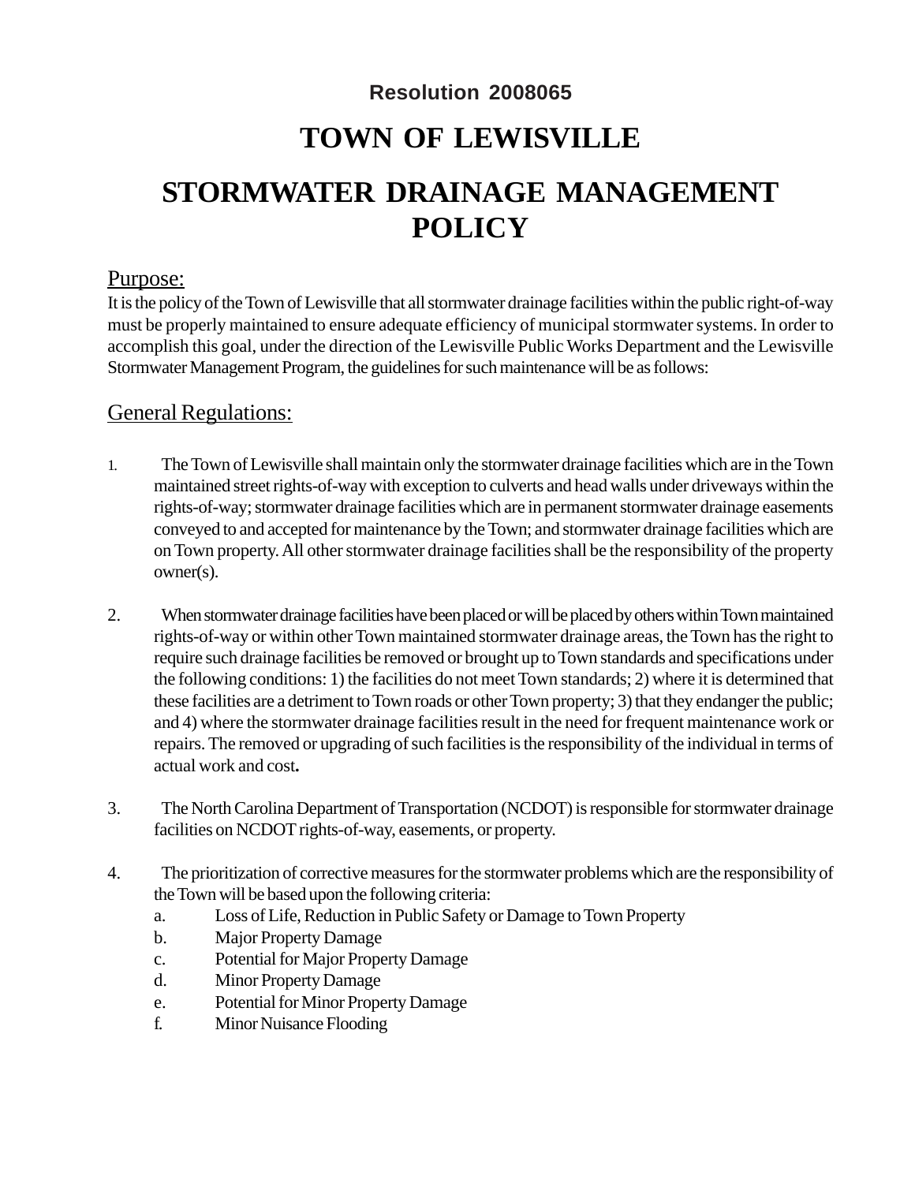**Resolution 2008065**

# TOWN OF LEWISVILLE

# STORMWATER DRAINAGE MANAGEMENT POLICY

## Purpose:

It is the policy of the Town of Lewisville that all stormwater drainage facilities within the public right-of-way must be properly maintained to ensure adequate efficiency of municipal stormwater systems. In order to accomplish this goal, under the direction of the Lewisville Public Works Department and the Lewisville Stormwater Management Program, the guidelines for such maintenance will be as follows:

## General Regulations:

1. The Town of Lewisville shall maintain only the stormwater drainage facilities which are in the Town maintained street rights-of-way with exception to culverts and head walls under driveways within the rights-of-way; stormwater drainage facilities which are in permanent stormwater drainage easements conveyed to and accepted for maintenance by the Town; and stormwater drainage facilities which are on Town property. All other stormwater drainage facilities shall be the responsibility of the property owner(s).

2. When stormwater drainage facilities have been placed or will be placed by others within Town maintained rights-of-way or within other Town maintained stormwater drainage areas, the Town has the right to require such drainage facilities be removed or brought up to Town standards and specifications under the following conditions: 1) the facilities do not meet Town standards; 2) where it is determined that these facilities are a detriment to Town roads or other Town property; 3) that they endanger the public; and 4) where the stormwater drainage facilities result in the need for frequent maintenance work or repairs. The removed or upgrading of such facilities is the responsibility of the individual in terms of actual work and cost**.**

3. The North Carolina Department of Transportation (NCDOT) is responsible for stormwater drainage facilities on NCDOT rights-of-way, easements, or property.

4. The prioritization of corrective measures for the stormwater problems which are the responsibility of the Town will be based upon the following criteria:
   a. Loss of Life, Reduction in Public Safety or Damage to Town Property
   b. Major Property Damage
   c. Potential for Major Property Damage
   d. Minor Property Damage
   e. Potential for Minor Property Damage
   f. Minor Nuisance Flooding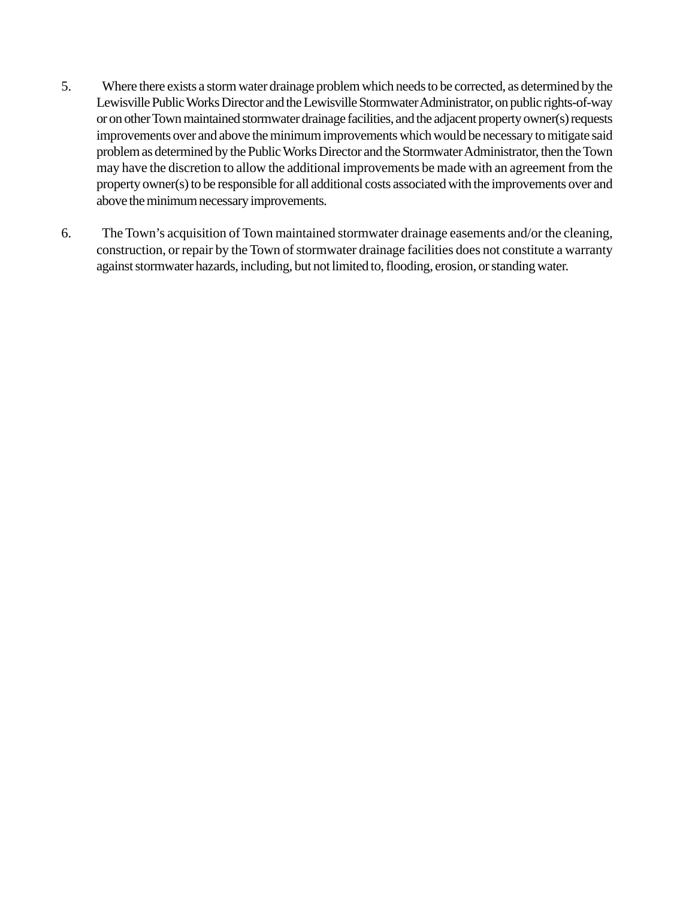5. Where there exists a storm water drainage problem which needs to be corrected, as determined by the Lewisville Public Works Director and the Lewisville Stormwater Administrator, on public rights-of-way or on other Town maintained stormwater drainage facilities, and the adjacent property owner(s) requests improvements over and above the minimum improvements which would be necessary to mitigate said problem as determined by the Public Works Director and the Stormwater Administrator, then the Town may have the discretion to allow the additional improvements be made with an agreement from the property owner(s) to be responsible for all additional costs associated with the improvements over and above the minimum necessary improvements.

6. The Town's acquisition of Town maintained stormwater drainage easements and/or the cleaning, construction, or repair by the Town of stormwater drainage facilities does not constitute a warranty against stormwater hazards, including, but not limited to, flooding, erosion, or standing water.